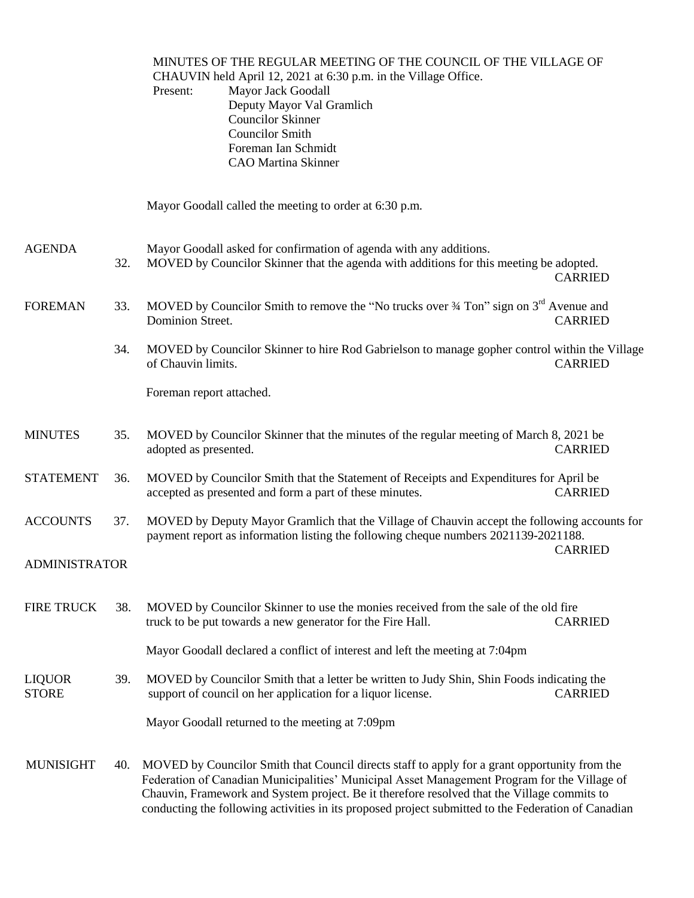MINUTES OF THE REGULAR MEETING OF THE COUNCIL OF THE VILLAGE OF CHAUVIN held April 12, 2021 at 6:30 p.m. in the Village Office.

Present:
- Mayor Jack Goodall
- Deputy Mayor Val Gramlich
- Councilor Skinner
- Councilor Smith
- Foreman Ian Schmidt
- CAO Martina Skinner

Mayor Goodall called the meeting to order at 6:30 p.m.

**AGENDA**

Mayor Goodall asked for confirmation of agenda with any additions.

32. MOVED by Councilor Skinner that the agenda with additions for this meeting be adopted. CARRIED

**FOREMAN**

33. MOVED by Councilor Smith to remove the "No trucks over ¾ Ton" sign on 3rd Avenue and Dominion Street. CARRIED

34. MOVED by Councilor Skinner to hire Rod Gabrielson to manage gopher control within the Village of Chauvin limits. CARRIED

Foreman report attached.

**MINUTES**

35. MOVED by Councilor Skinner that the minutes of the regular meeting of March 8, 2021 be adopted as presented. CARRIED

**STATEMENT**

36. MOVED by Councilor Smith that the Statement of Receipts and Expenditures for April be accepted as presented and form a part of these minutes. CARRIED

**ACCOUNTS**

37. MOVED by Deputy Mayor Gramlich that the Village of Chauvin accept the following accounts for payment report as information listing the following cheque numbers 2021139-2021188. CARRIED

**ADMINISTRATOR**

**FIRE TRUCK**

38. MOVED by Councilor Skinner to use the monies received from the sale of the old fire truck to be put towards a new generator for the Fire Hall. CARRIED

Mayor Goodall declared a conflict of interest and left the meeting at 7:04pm

**LIQUOR STORE**

39. MOVED by Councilor Smith that a letter be written to Judy Shin, Shin Foods indicating the support of council on her application for a liquor license. CARRIED

Mayor Goodall returned to the meeting at 7:09pm

**MUNISIGHT**

40. MOVED by Councilor Smith that Council directs staff to apply for a grant opportunity from the Federation of Canadian Municipalities' Municipal Asset Management Program for the Village of Chauvin, Framework and System project. Be it therefore resolved that the Village commits to conducting the following activities in its proposed project submitted to the Federation of Canadian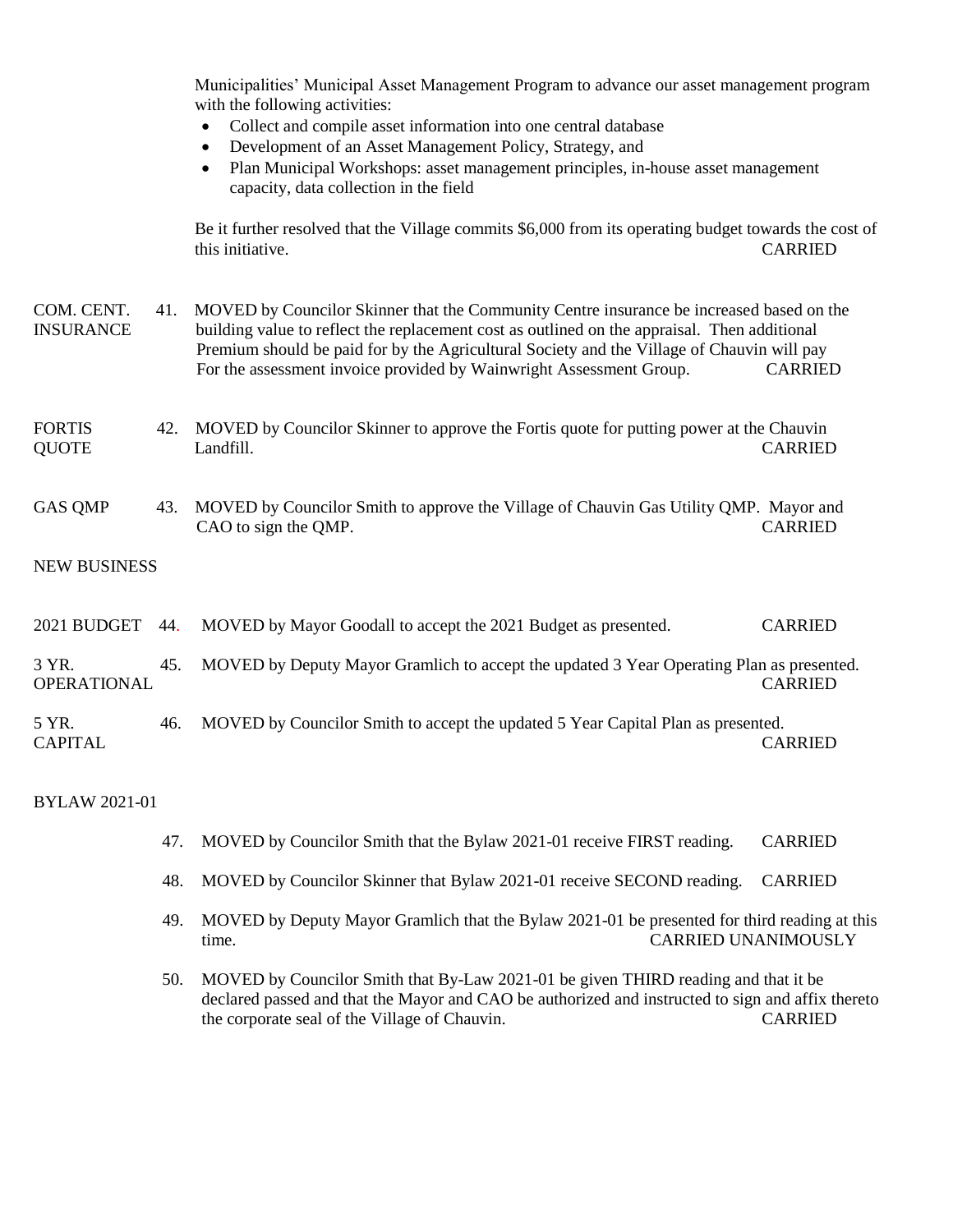Municipalities' Municipal Asset Management Program to advance our asset management program with the following activities:

- Collect and compile asset information into one central database
- Development of an Asset Management Policy, Strategy, and
- Plan Municipal Workshops: asset management principles, in-house asset management capacity, data collection in the field

Be it further resolved that the Village commits $6,000 from its operating budget towards the cost of this initiative. CARRIED

**COM. CENT. INSURANCE**

41. MOVED by Councilor Skinner that the Community Centre insurance be increased based on the building value to reflect the replacement cost as outlined on the appraisal. Then additional Premium should be paid for by the Agricultural Society and the Village of Chauvin will pay For the assessment invoice provided by Wainwright Assessment Group. CARRIED

**FORTIS QUOTE**

42. MOVED by Councilor Skinner to approve the Fortis quote for putting power at the Chauvin Landfill. CARRIED

**GAS QMP**

43. MOVED by Councilor Smith to approve the Village of Chauvin Gas Utility QMP. Mayor and CAO to sign the QMP. CARRIED

## NEW BUSINESS

**2021 BUDGET**

44. MOVED by Mayor Goodall to accept the 2021 Budget as presented. CARRIED

**3 YR. OPERATIONAL**

45. MOVED by Deputy Mayor Gramlich to accept the updated 3 Year Operating Plan as presented. CARRIED

**5 YR. CAPITAL**

46. MOVED by Councilor Smith to accept the updated 5 Year Capital Plan as presented. CARRIED

## BYLAW 2021-01

47. MOVED by Councilor Smith that the Bylaw 2021-01 receive FIRST reading. CARRIED

48. MOVED by Councilor Skinner that Bylaw 2021-01 receive SECOND reading. CARRIED

49. MOVED by Deputy Mayor Gramlich that the Bylaw 2021-01 be presented for third reading at this time. CARRIED UNANIMOUSLY

50. MOVED by Councilor Smith that By-Law 2021-01 be given THIRD reading and that it be declared passed and that the Mayor and CAO be authorized and instructed to sign and affix thereto the corporate seal of the Village of Chauvin. CARRIED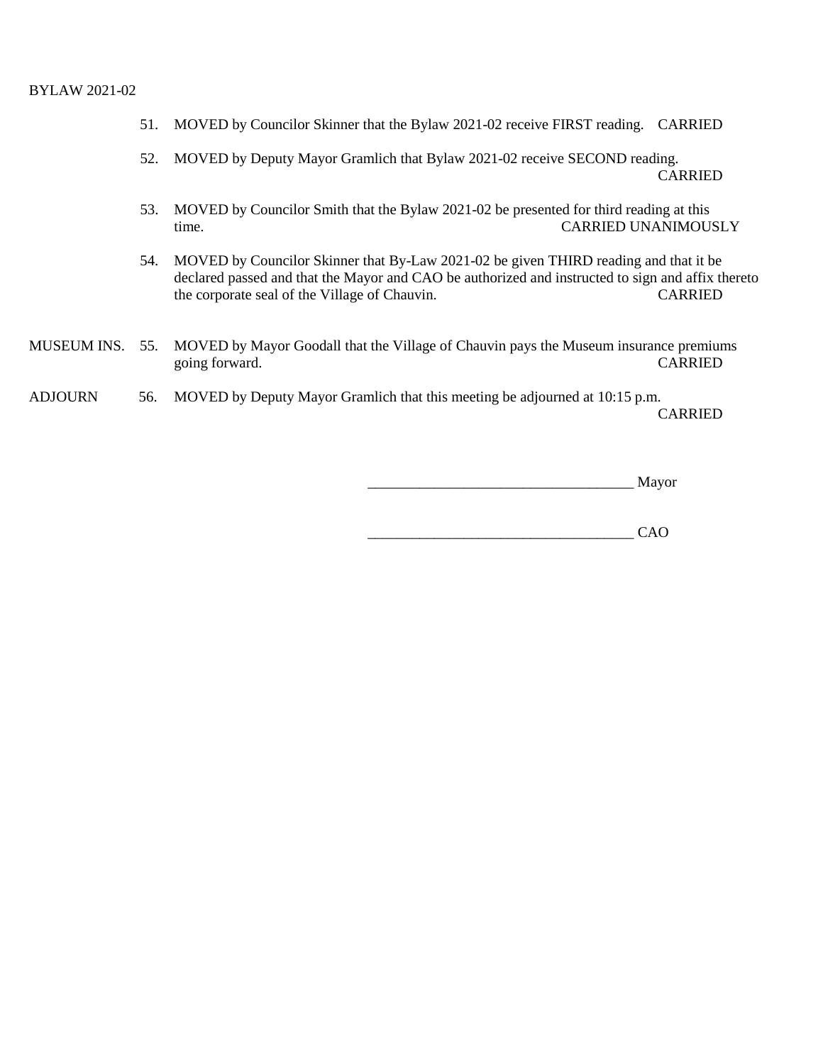BYLAW 2021-02

51. MOVED by Councilor Skinner that the Bylaw 2021-02 receive FIRST reading. CARRIED

52. MOVED by Deputy Mayor Gramlich that Bylaw 2021-02 receive SECOND reading. CARRIED

53. MOVED by Councilor Smith that the Bylaw 2021-02 be presented for third reading at this time. CARRIED UNANIMOUSLY

54. MOVED by Councilor Skinner that By-Law 2021-02 be given THIRD reading and that it be declared passed and that the Mayor and CAO be authorized and instructed to sign and affix thereto the corporate seal of the Village of Chauvin. CARRIED

MUSEUM INS.

55. MOVED by Mayor Goodall that the Village of Chauvin pays the Museum insurance premiums going forward. CARRIED

ADJOURN

56. MOVED by Deputy Mayor Gramlich that this meeting be adjourned at 10:15 p.m. CARRIED

____________________________________ Mayor

____________________________________ CAO